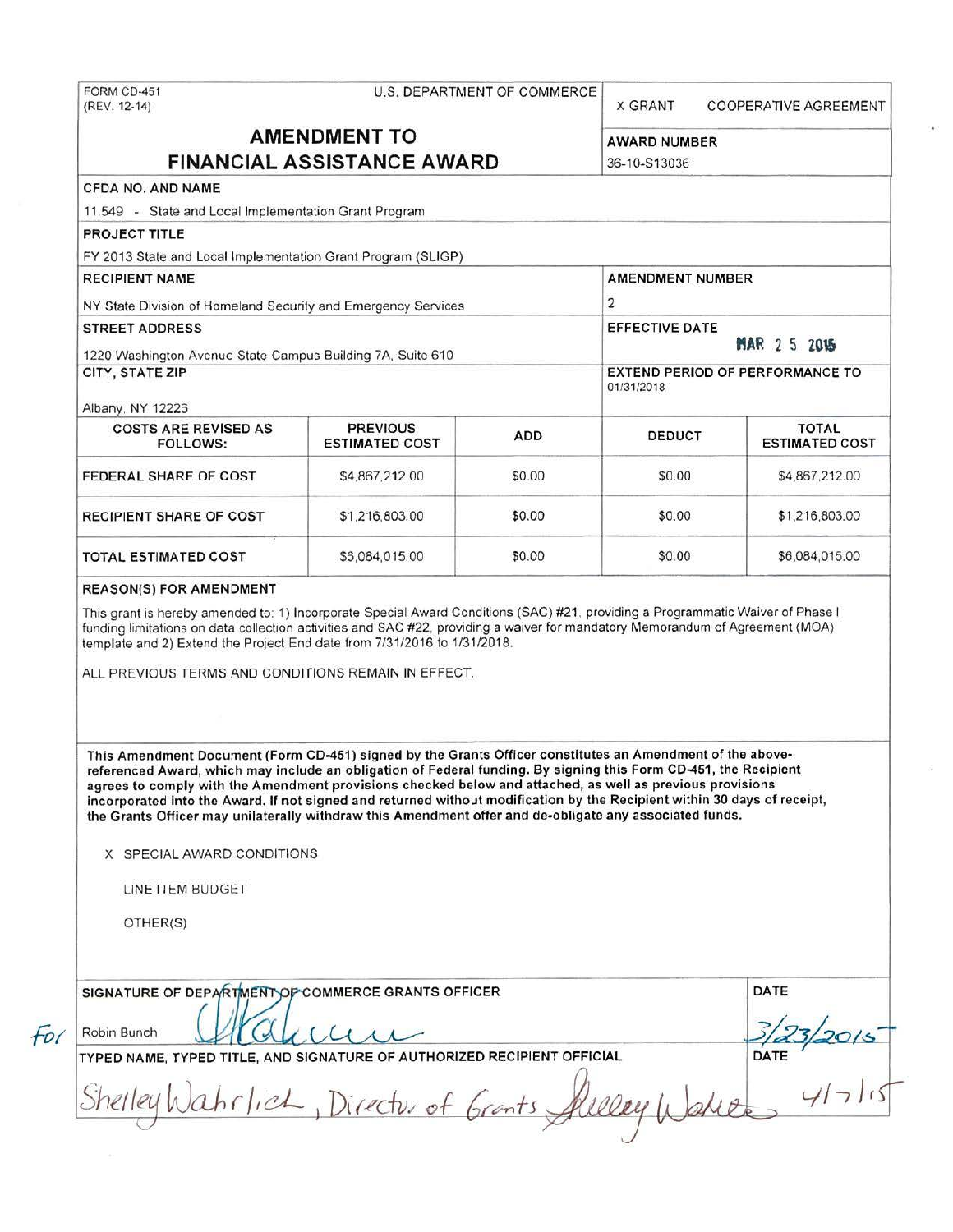FORM CD-451
(REV. 12-14)

U.S. DEPARTMENT OF COMMERCE

X GRANT  COOPERATIVE AGREEMENT

# AMENDMENT TO FINANCIAL ASSISTANCE AWARD

**AWARD NUMBER**
36-10-S13036

**CFDA NO. AND NAME**
11.549 - State and Local Implementation Grant Program

**PROJECT TITLE**
FY 2013 State and Local Implementation Grant Program (SLIGP)

**RECIPIENT NAME**
NY State Division of Homeland Security and Emergency Services

**AMENDMENT NUMBER**
2

**STREET ADDRESS**
1220 Washington Avenue State Campus Building 7A, Suite 610

**EFFECTIVE DATE**
MAR 25 2015

**CITY, STATE ZIP**
Albany, NY 12226

**EXTEND PERIOD OF PERFORMANCE TO**
01/31/2018

| COSTS ARE REVISED AS FOLLOWS: | PREVIOUS ESTIMATED COST | ADD | DEDUCT | TOTAL ESTIMATED COST |
|---|---|---|---|---|
| FEDERAL SHARE OF COST | $4,867,212.00 | $0.00 | $0.00 | $4,867,212.00 |
| RECIPIENT SHARE OF COST | $1,216,803.00 | $0.00 | $0.00 | $1,216,803.00 |
| TOTAL ESTIMATED COST | $6,084,015.00 | $0.00 | $0.00 | $6,084,015.00 |

**REASON(S) FOR AMENDMENT**

This grant is hereby amended to: 1) Incorporate Special Award Conditions (SAC) #21, providing a Programmatic Waiver of Phase I funding limitations on data collection activities and SAC #22, providing a waiver for mandatory Memorandum of Agreement (MOA) template and 2) Extend the Project End date from 7/31/2016 to 1/31/2018.

ALL PREVIOUS TERMS AND CONDITIONS REMAIN IN EFFECT.

**This Amendment Document (Form CD-451) signed by the Grants Officer constitutes an Amendment of the above-referenced Award, which may include an obligation of Federal funding. By signing this Form CD-451, the Recipient agrees to comply with the Amendment provisions checked below and attached, as well as previous provisions incorporated into the Award. If not signed and returned without modification by the Recipient within 30 days of receipt, the Grants Officer may unilaterally withdraw this Amendment offer and de-obligate any associated funds.**

X SPECIAL AWARD CONDITIONS

LINE ITEM BUDGET

OTHER(S)

**SIGNATURE OF DEPARTMENT OF COMMERCE GRANTS OFFICER**
For Robin Bunch

**DATE**
3/23/2015

**TYPED NAME, TYPED TITLE, AND SIGNATURE OF AUTHORIZED RECIPIENT OFFICIAL**
Shelley Wahrlich, Director of Grants

**DATE**
4/7/15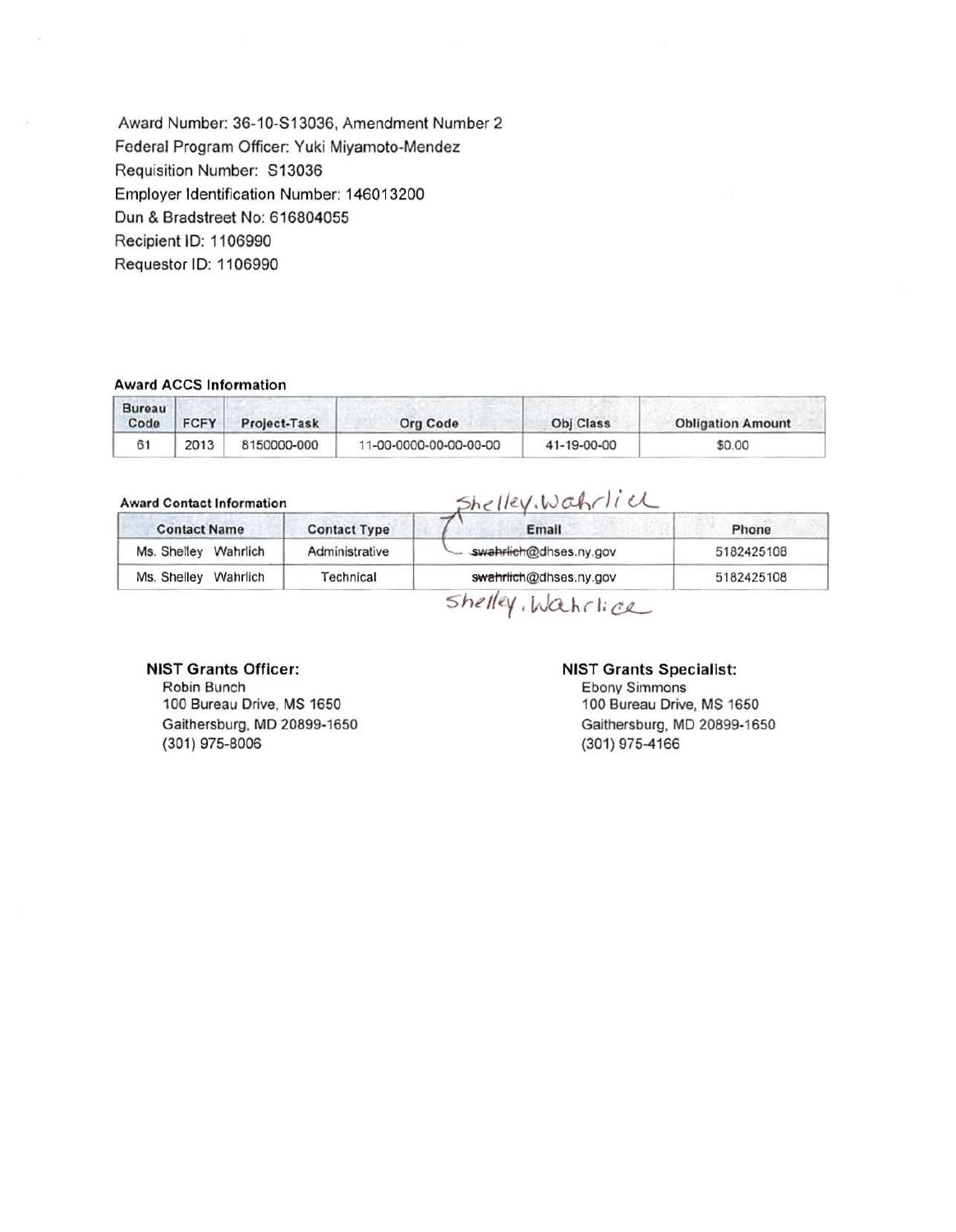Award Number: 36-10-S13036, Amendment Number 2
Federal Program Officer: Yuki Miyamoto-Mendez
Requisition Number: S13036
Employer Identification Number: 146013200
Dun & Bradstreet No: 616804055
Recipient ID: 1106990
Requestor ID: 1106990

**Award ACCS Information**

| Bureau Code | FCFY | Project-Task | Org Code | Obj Class | Obligation Amount |
|---|---|---|---|---|---|
| 61 | 2013 | 8150000-000 | 11-00-0000-00-00-00-00 | 41-19-00-00 | $0.00 |

**Award Contact Information**

Shelley.Wahrlich

| Contact Name | Contact Type | Email | Phone |
|---|---|---|---|
| Ms. Shelley Wahrlich | Administrative | ~~swahrlich~~@dhses.ny.gov | 5182425108 |
| Ms. Shelley Wahrlich | Technical | ~~swahrlich~~@dhses.ny.gov | 5182425108 |

Shelley.Wahrlice

**NIST Grants Officer:**
Robin Bunch
100 Bureau Drive, MS 1650
Gaithersburg, MD 20899-1650
(301) 975-8006

**NIST Grants Specialist:**
Ebony Simmons
100 Bureau Drive, MS 1650
Gaithersburg, MD 20899-1650
(301) 975-4166